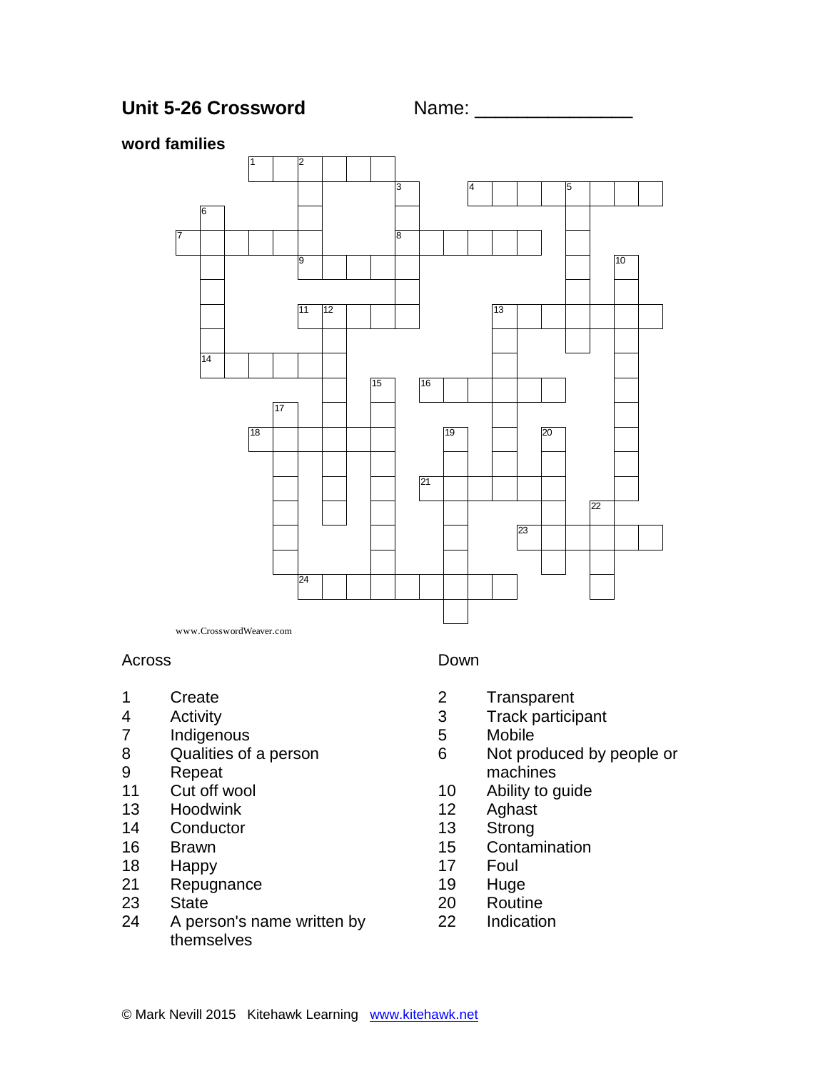**Unit 5-26 Crossword** Name: _______________

**word families**

www.CrosswordWeaver.com

Across

1 Create
4 Activity
7 Indigenous
8 Qualities of a person
9 Repeat
11 Cut off wool
13 Hoodwink
14 Conductor
16 Brawn
18 Happy
21 Repugnance
23 State
24 A person's name written by themselves

Down

2 Transparent
3 Track participant
5 Mobile
6 Not produced by people or machines
10 Ability to guide
12 Aghast
13 Strong
15 Contamination
17 Foul
19 Huge
20 Routine
22 Indication

© Mark Nevill 2015 Kitehawk Learning www.kitehawk.net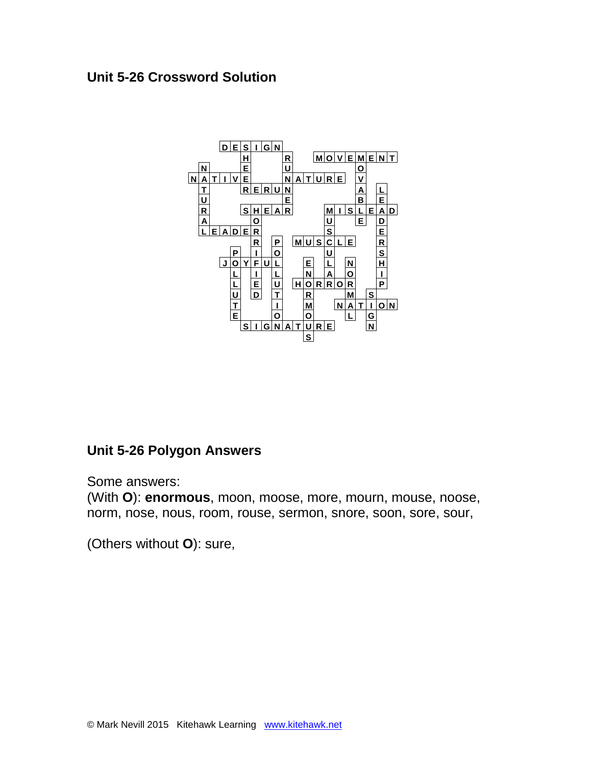## Unit 5-26 Crossword Solution

## Unit 5-26 Polygon Answers

Some answers:
(With **O**): **enormous**, moon, moose, more, mourn, mouse, noose, norm, nose, nous, room, rouse, sermon, snore, soon, sore, sour,

(Others without **O**): sure,

© Mark Nevill 2015 Kitehawk Learning www.kitehawk.net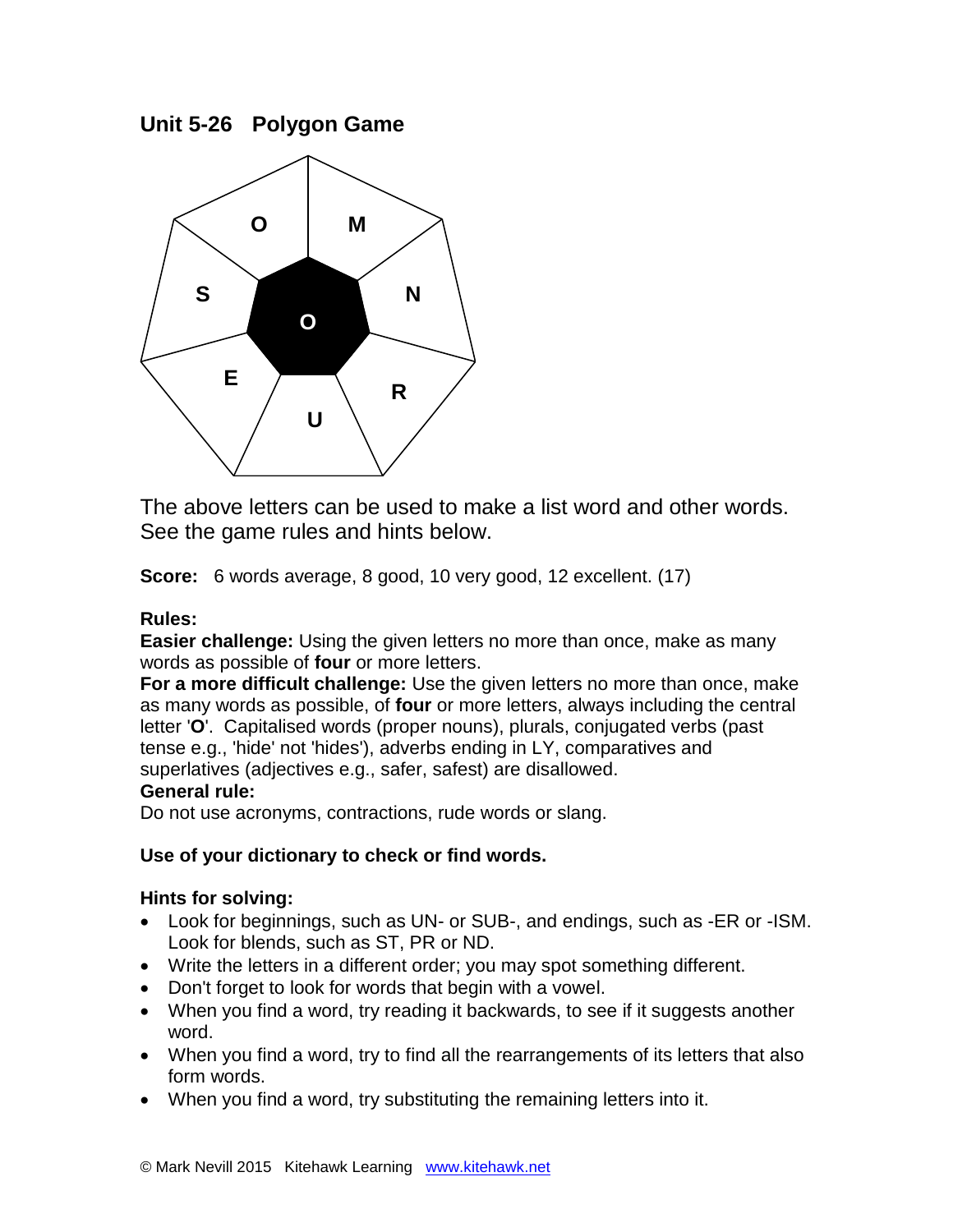## Unit 5-26   Polygon Game

O
M
S
N
O
E
R
U

The above letters can be used to make a list word and other words. See the game rules and hints below.

**Score:** 6 words average, 8 good, 10 very good, 12 excellent. (17)

**Rules:**
**Easier challenge:** Using the given letters no more than once, make as many words as possible of **four** or more letters.
**For a more difficult challenge:** Use the given letters no more than once, make as many words as possible, of **four** or more letters, always including the central letter '**O**'. Capitalised words (proper nouns), plurals, conjugated verbs (past tense e.g., 'hide' not 'hides'), adverbs ending in LY, comparatives and superlatives (adjectives e.g., safer, safest) are disallowed.
**General rule:**
Do not use acronyms, contractions, rude words or slang.

**Use of your dictionary to check or find words.**

**Hints for solving:**

- Look for beginnings, such as UN- or SUB-, and endings, such as -ER or -ISM. Look for blends, such as ST, PR or ND.
- Write the letters in a different order; you may spot something different.
- Don't forget to look for words that begin with a vowel.
- When you find a word, try reading it backwards, to see if it suggests another word.
- When you find a word, try to find all the rearrangements of its letters that also form words.
- When you find a word, try substituting the remaining letters into it.

© Mark Nevill 2015   Kitehawk Learning   www.kitehawk.net